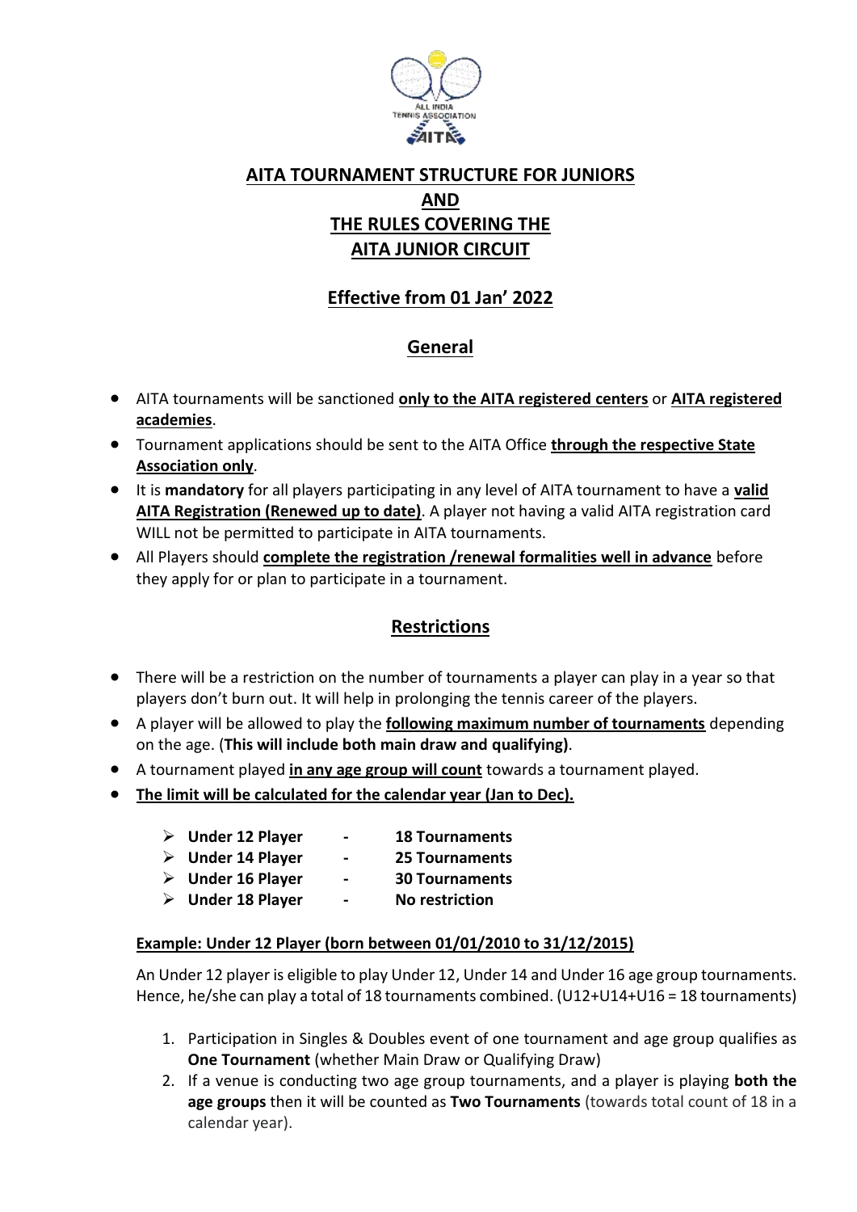# AITA TOURNAMENT STRUCTURE FOR JUNIORS AND THE RULES COVERING THE AITA JUNIOR CIRCUIT

## Effective from 01 Jan' 2022

## General

- AITA tournaments will be sanctioned **only to the AITA registered centers** or **AITA registered academies**.
- Tournament applications should be sent to the AITA Office **through the respective State Association only**.
- It is **mandatory** for all players participating in any level of AITA tournament to have a **valid AITA Registration (Renewed up to date)**. A player not having a valid AITA registration card WILL not be permitted to participate in AITA tournaments.
- All Players should **complete the registration /renewal formalities well in advance** before they apply for or plan to participate in a tournament.

## Restrictions

- There will be a restriction on the number of tournaments a player can play in a year so that players don't burn out. It will help in prolonging the tennis career of the players.
- A player will be allowed to play the **following maximum number of tournaments** depending on the age. (**This will include both main draw and qualifying)**.
- A tournament played **in any age group will count** towards a tournament played.
- **The limit will be calculated for the calendar year (Jan to Dec).**

    - **Under 12 Player - 18 Tournaments**
    - **Under 14 Player - 25 Tournaments**
    - **Under 16 Player - 30 Tournaments**
    - **Under 18 Player - No restriction**

**Example: Under 12 Player (born between 01/01/2010 to 31/12/2015)**

An Under 12 player is eligible to play Under 12, Under 14 and Under 16 age group tournaments. Hence, he/she can play a total of 18 tournaments combined. (U12+U14+U16 = 18 tournaments)

1. Participation in Singles & Doubles event of one tournament and age group qualifies as **One Tournament** (whether Main Draw or Qualifying Draw)
2. If a venue is conducting two age group tournaments, and a player is playing **both the age groups** then it will be counted as **Two Tournaments** (towards total count of 18 in a calendar year).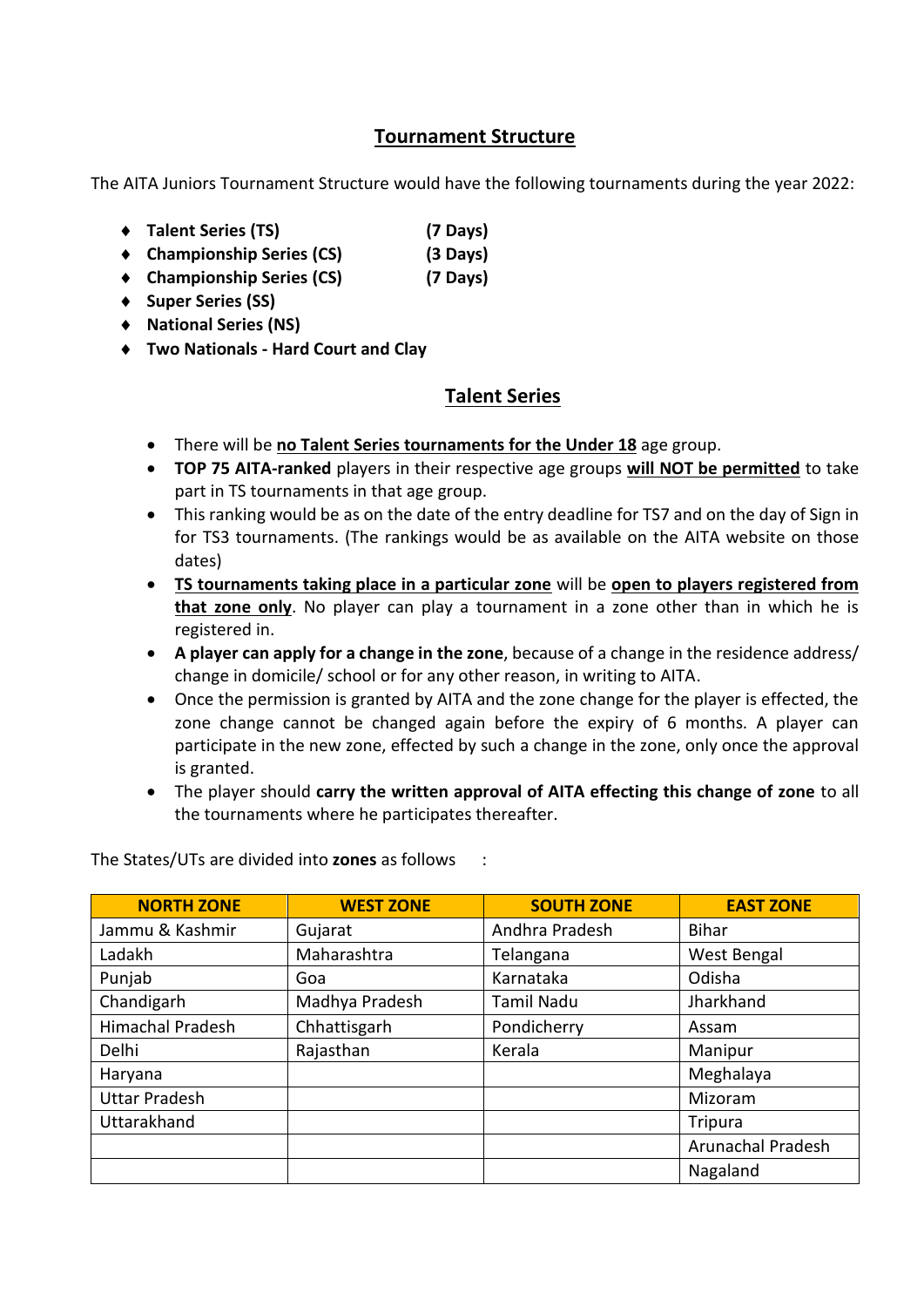## Tournament Structure

The AITA Juniors Tournament Structure would have the following tournaments during the year 2022:

- **Talent Series (TS) (7 Days)**
- **Championship Series (CS) (3 Days)**
- **Championship Series (CS) (7 Days)**
- **Super Series (SS)**
- **National Series (NS)**
- **Two Nationals - Hard Court and Clay**

## Talent Series

- There will be **no Talent Series tournaments for the Under 18** age group.
- **TOP 75 AITA-ranked** players in their respective age groups **will NOT be permitted** to take part in TS tournaments in that age group.
- This ranking would be as on the date of the entry deadline for TS7 and on the day of Sign in for TS3 tournaments. (The rankings would be as available on the AITA website on those dates)
- **TS tournaments taking place in a particular zone** will be **open to players registered from that zone only**. No player can play a tournament in a zone other than in which he is registered in.
- **A player can apply for a change in the zone**, because of a change in the residence address/ change in domicile/ school or for any other reason, in writing to AITA.
- Once the permission is granted by AITA and the zone change for the player is effected, the zone change cannot be changed again before the expiry of 6 months. A player can participate in the new zone, effected by such a change in the zone, only once the approval is granted.
- The player should **carry the written approval of AITA effecting this change of zone** to all the tournaments where he participates thereafter.

The States/UTs are divided into **zones** as follows :

| NORTH ZONE | WEST ZONE | SOUTH ZONE | EAST ZONE |
|---|---|---|---|
| Jammu & Kashmir | Gujarat | Andhra Pradesh | Bihar |
| Ladakh | Maharashtra | Telangana | West Bengal |
| Punjab | Goa | Karnataka | Odisha |
| Chandigarh | Madhya Pradesh | Tamil Nadu | Jharkhand |
| Himachal Pradesh | Chhattisgarh | Pondicherry | Assam |
| Delhi | Rajasthan | Kerala | Manipur |
| Haryana | | | Meghalaya |
| Uttar Pradesh | | | Mizoram |
| Uttarakhand | | | Tripura |
| | | | Arunachal Pradesh |
| | | | Nagaland |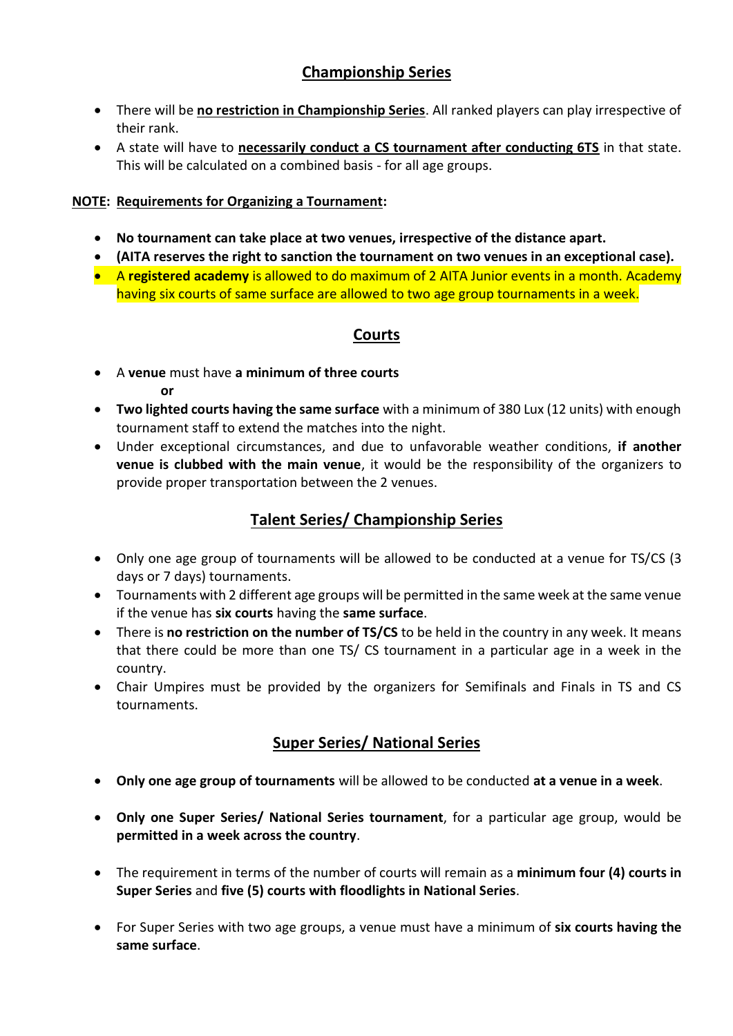## Championship Series

- There will be **no restriction in Championship Series**. All ranked players can play irrespective of their rank.
- A state will have to **necessarily conduct a CS tournament after conducting 6TS** in that state. This will be calculated on a combined basis - for all age groups.

**NOTE: Requirements for Organizing a Tournament:**

- **No tournament can take place at two venues, irrespective of the distance apart.**
- **(AITA reserves the right to sanction the tournament on two venues in an exceptional case).**
- A **registered academy** is allowed to do maximum of 2 AITA Junior events in a month. Academy having six courts of same surface are allowed to two age group tournaments in a week.

## Courts

- A **venue** must have **a minimum of three courts**

  **or**
- **Two lighted courts having the same surface** with a minimum of 380 Lux (12 units) with enough tournament staff to extend the matches into the night.
- Under exceptional circumstances, and due to unfavorable weather conditions, **if another venue is clubbed with the main venue**, it would be the responsibility of the organizers to provide proper transportation between the 2 venues.

## Talent Series/ Championship Series

- Only one age group of tournaments will be allowed to be conducted at a venue for TS/CS (3 days or 7 days) tournaments.
- Tournaments with 2 different age groups will be permitted in the same week at the same venue if the venue has **six courts** having the **same surface**.
- There is **no restriction on the number of TS/CS** to be held in the country in any week. It means that there could be more than one TS/ CS tournament in a particular age in a week in the country.
- Chair Umpires must be provided by the organizers for Semifinals and Finals in TS and CS tournaments.

## Super Series/ National Series

- **Only one age group of tournaments** will be allowed to be conducted **at a venue in a week**.
- **Only one Super Series/ National Series tournament**, for a particular age group, would be **permitted in a week across the country**.
- The requirement in terms of the number of courts will remain as a **minimum four (4) courts in Super Series** and **five (5) courts with floodlights in National Series**.
- For Super Series with two age groups, a venue must have a minimum of **six courts having the same surface**.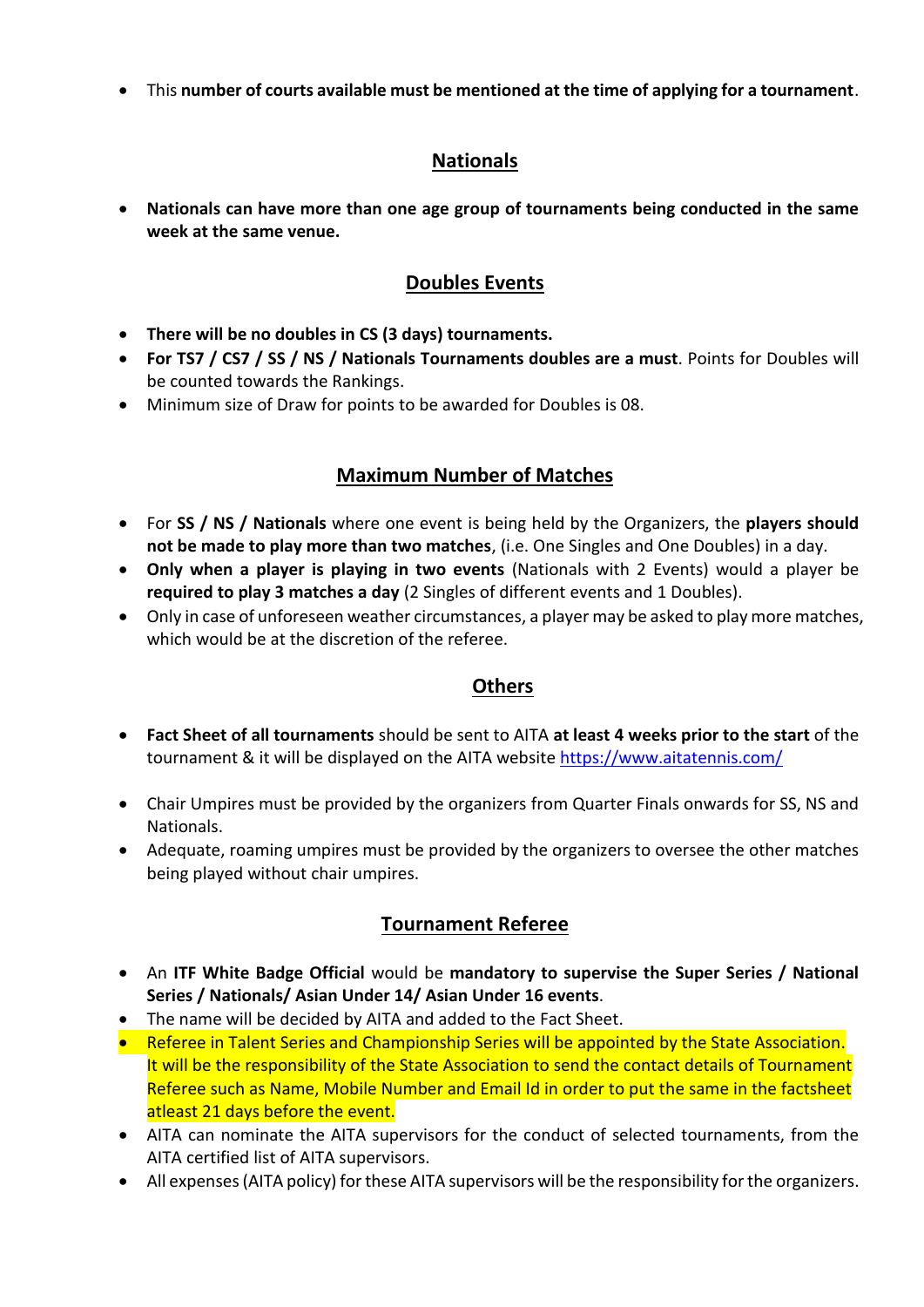- This **number of courts available must be mentioned at the time of applying for a tournament**.

## Nationals

- **Nationals can have more than one age group of tournaments being conducted in the same week at the same venue.**

## Doubles Events

- **There will be no doubles in CS (3 days) tournaments.**
- **For TS7 / CS7 / SS / NS / Nationals Tournaments doubles are a must**. Points for Doubles will be counted towards the Rankings.
- Minimum size of Draw for points to be awarded for Doubles is 08.

## Maximum Number of Matches

- For **SS / NS / Nationals** where one event is being held by the Organizers, the **players should not be made to play more than two matches**, (i.e. One Singles and One Doubles) in a day.
- **Only when a player is playing in two events** (Nationals with 2 Events) would a player be **required to play 3 matches a day** (2 Singles of different events and 1 Doubles).
- Only in case of unforeseen weather circumstances, a player may be asked to play more matches, which would be at the discretion of the referee.

## Others

- **Fact Sheet of all tournaments** should be sent to AITA **at least 4 weeks prior to the start** of the tournament & it will be displayed on the AITA website https://www.aitatennis.com/

- Chair Umpires must be provided by the organizers from Quarter Finals onwards for SS, NS and Nationals.
- Adequate, roaming umpires must be provided by the organizers to oversee the other matches being played without chair umpires.

## Tournament Referee

- An **ITF White Badge Official** would be **mandatory to supervise the Super Series / National Series / Nationals/ Asian Under 14/ Asian Under 16 events**.
- The name will be decided by AITA and added to the Fact Sheet.
- Referee in Talent Series and Championship Series will be appointed by the State Association. It will be the responsibility of the State Association to send the contact details of Tournament Referee such as Name, Mobile Number and Email Id in order to put the same in the factsheet atleast 21 days before the event.
- AITA can nominate the AITA supervisors for the conduct of selected tournaments, from the AITA certified list of AITA supervisors.
- All expenses (AITA policy) for these AITA supervisors will be the responsibility for the organizers.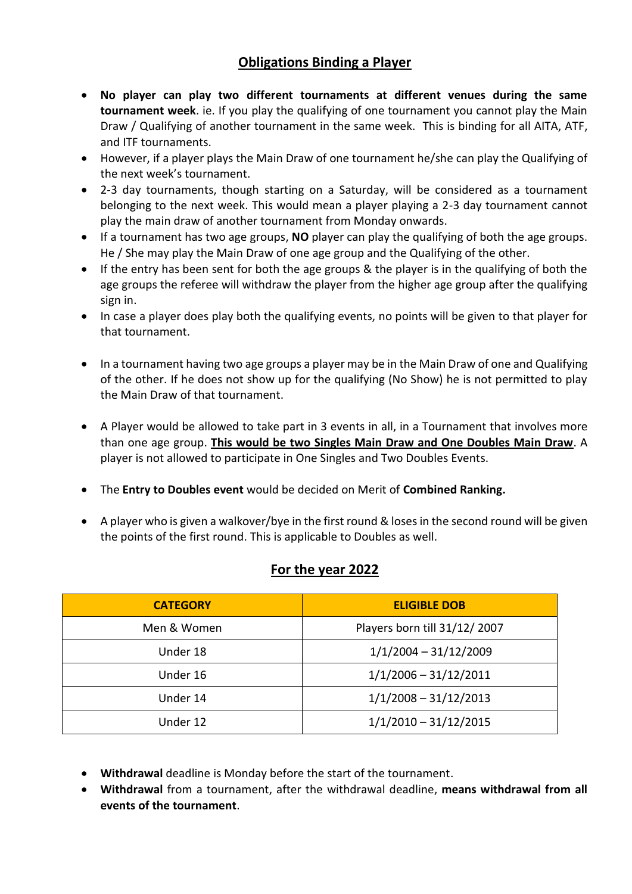## Obligations Binding a Player

- **No player can play two different tournaments at different venues during the same tournament week**. ie. If you play the qualifying of one tournament you cannot play the Main Draw / Qualifying of another tournament in the same week. This is binding for all AITA, ATF, and ITF tournaments.
- However, if a player plays the Main Draw of one tournament he/she can play the Qualifying of the next week's tournament.
- 2-3 day tournaments, though starting on a Saturday, will be considered as a tournament belonging to the next week. This would mean a player playing a 2-3 day tournament cannot play the main draw of another tournament from Monday onwards.
- If a tournament has two age groups, **NO** player can play the qualifying of both the age groups. He / She may play the Main Draw of one age group and the Qualifying of the other.
- If the entry has been sent for both the age groups & the player is in the qualifying of both the age groups the referee will withdraw the player from the higher age group after the qualifying sign in.
- In case a player does play both the qualifying events, no points will be given to that player for that tournament.
- In a tournament having two age groups a player may be in the Main Draw of one and Qualifying of the other. If he does not show up for the qualifying (No Show) he is not permitted to play the Main Draw of that tournament.
- A Player would be allowed to take part in 3 events in all, in a Tournament that involves more than one age group. **This would be two Singles Main Draw and One Doubles Main Draw**. A player is not allowed to participate in One Singles and Two Doubles Events.
- The **Entry to Doubles event** would be decided on Merit of **Combined Ranking.**
- A player who is given a walkover/bye in the first round & loses in the second round will be given the points of the first round. This is applicable to Doubles as well.

## For the year 2022

| CATEGORY | ELIGIBLE DOB |
|---|---|
| Men & Women | Players born till 31/12/ 2007 |
| Under 18 | 1/1/2004 – 31/12/2009 |
| Under 16 | 1/1/2006 – 31/12/2011 |
| Under 14 | 1/1/2008 – 31/12/2013 |
| Under 12 | 1/1/2010 – 31/12/2015 |

- **Withdrawal** deadline is Monday before the start of the tournament.
- **Withdrawal** from a tournament, after the withdrawal deadline, **means withdrawal from all events of the tournament**.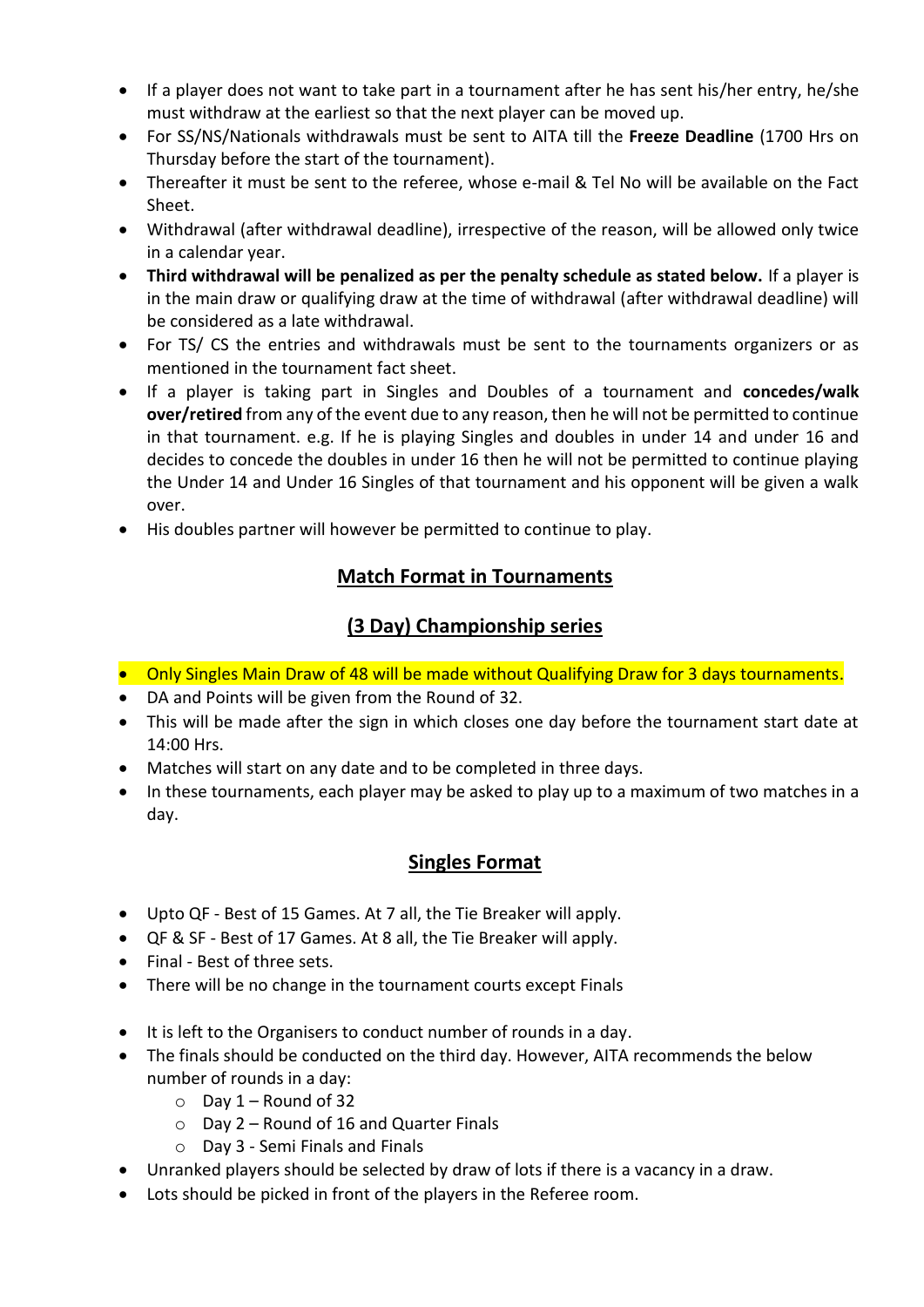- If a player does not want to take part in a tournament after he has sent his/her entry, he/she must withdraw at the earliest so that the next player can be moved up.
- For SS/NS/Nationals withdrawals must be sent to AITA till the **Freeze Deadline** (1700 Hrs on Thursday before the start of the tournament).
- Thereafter it must be sent to the referee, whose e-mail & Tel No will be available on the Fact Sheet.
- Withdrawal (after withdrawal deadline), irrespective of the reason, will be allowed only twice in a calendar year.
- **Third withdrawal will be penalized as per the penalty schedule as stated below.** If a player is in the main draw or qualifying draw at the time of withdrawal (after withdrawal deadline) will be considered as a late withdrawal.
- For TS/ CS the entries and withdrawals must be sent to the tournaments organizers or as mentioned in the tournament fact sheet.
- If a player is taking part in Singles and Doubles of a tournament and **concedes/walk over/retired** from any of the event due to any reason, then he will not be permitted to continue in that tournament. e.g. If he is playing Singles and doubles in under 14 and under 16 and decides to concede the doubles in under 16 then he will not be permitted to continue playing the Under 14 and Under 16 Singles of that tournament and his opponent will be given a walk over.
- His doubles partner will however be permitted to continue to play.

## Match Format in Tournaments

## (3 Day) Championship series

- Only Singles Main Draw of 48 will be made without Qualifying Draw for 3 days tournaments.
- DA and Points will be given from the Round of 32.
- This will be made after the sign in which closes one day before the tournament start date at 14:00 Hrs.
- Matches will start on any date and to be completed in three days.
- In these tournaments, each player may be asked to play up to a maximum of two matches in a day.

## Singles Format

- Upto QF - Best of 15 Games. At 7 all, the Tie Breaker will apply.
- QF & SF - Best of 17 Games. At 8 all, the Tie Breaker will apply.
- Final - Best of three sets.
- There will be no change in the tournament courts except Finals

- It is left to the Organisers to conduct number of rounds in a day.
- The finals should be conducted on the third day. However, AITA recommends the below number of rounds in a day:
  - Day 1 – Round of 32
  - Day 2 – Round of 16 and Quarter Finals
  - Day 3 - Semi Finals and Finals
- Unranked players should be selected by draw of lots if there is a vacancy in a draw.
- Lots should be picked in front of the players in the Referee room.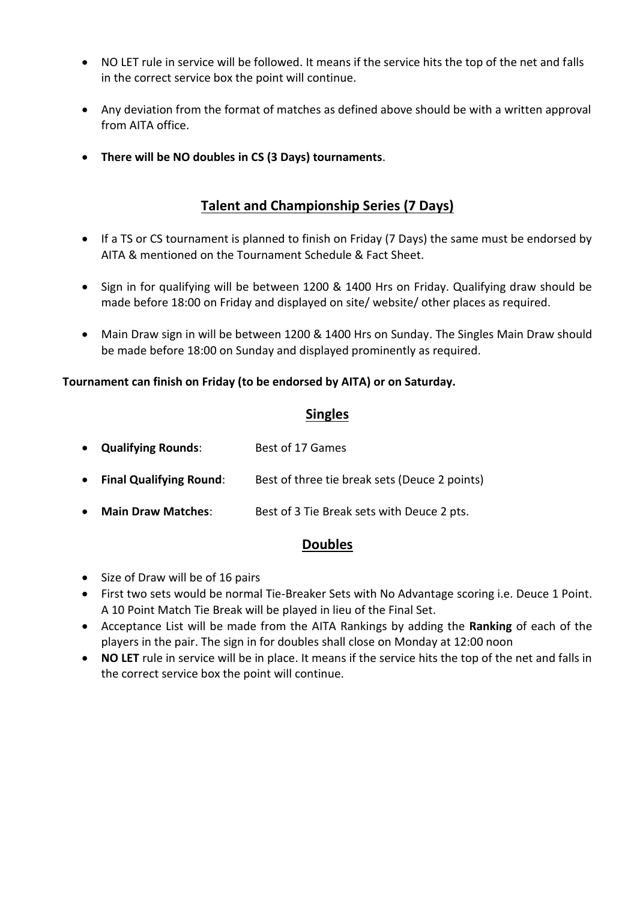- NO LET rule in service will be followed. It means if the service hits the top of the net and falls in the correct service box the point will continue.

- Any deviation from the format of matches as defined above should be with a written approval from AITA office.

- **There will be NO doubles in CS (3 Days) tournaments**.

## Talent and Championship Series (7 Days)

- If a TS or CS tournament is planned to finish on Friday (7 Days) the same must be endorsed by AITA & mentioned on the Tournament Schedule & Fact Sheet.

- Sign in for qualifying will be between 1200 & 1400 Hrs on Friday. Qualifying draw should be made before 18:00 on Friday and displayed on site/ website/ other places as required.

- Main Draw sign in will be between 1200 & 1400 Hrs on Sunday. The Singles Main Draw should be made before 18:00 on Sunday and displayed prominently as required.

**Tournament can finish on Friday (to be endorsed by AITA) or on Saturday.**

### Singles

- **Qualifying Rounds**: Best of 17 Games
- **Final Qualifying Round**: Best of three tie break sets (Deuce 2 points)
- **Main Draw Matches**: Best of 3 Tie Break sets with Deuce 2 pts.

### Doubles

- Size of Draw will be of 16 pairs
- First two sets would be normal Tie-Breaker Sets with No Advantage scoring i.e. Deuce 1 Point. A 10 Point Match Tie Break will be played in lieu of the Final Set.
- Acceptance List will be made from the AITA Rankings by adding the **Ranking** of each of the players in the pair. The sign in for doubles shall close on Monday at 12:00 noon
- **NO LET** rule in service will be in place. It means if the service hits the top of the net and falls in the correct service box the point will continue.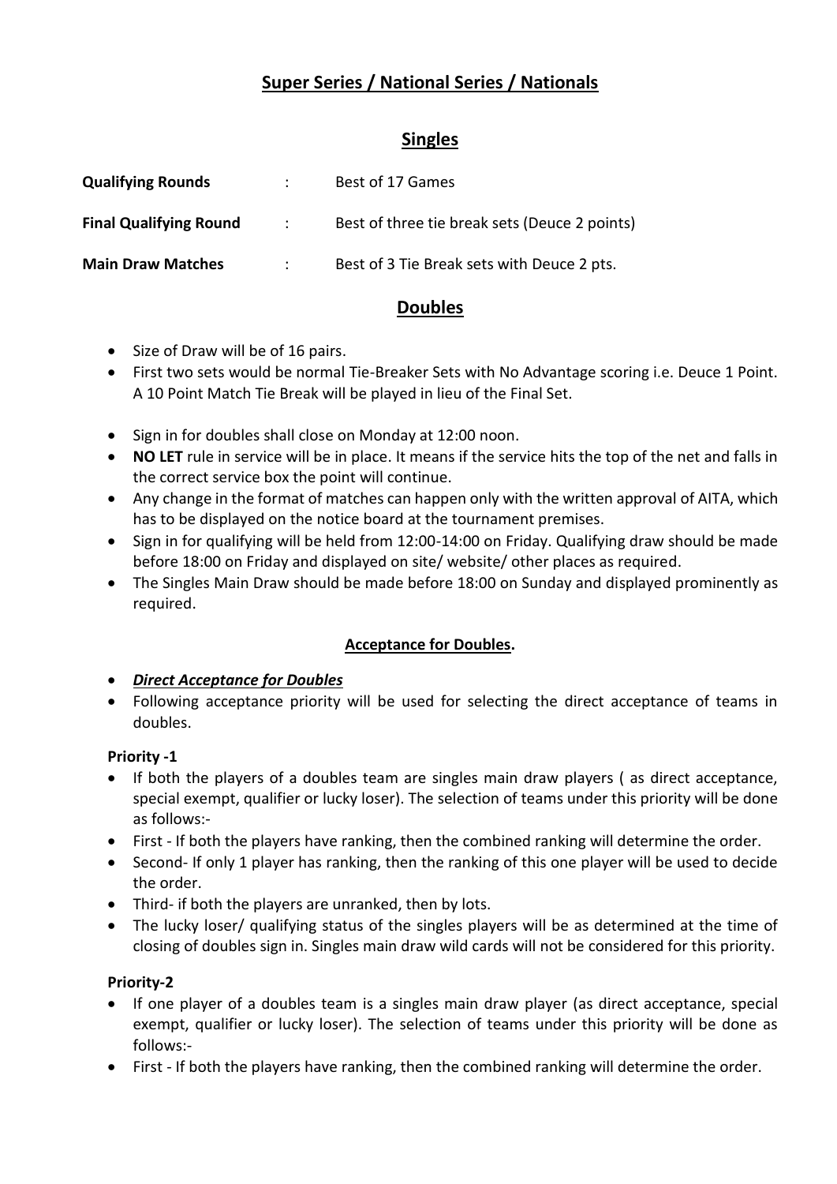# Super Series / National Series / Nationals

## Singles

| | | |
|---|---|---|
| **Qualifying Rounds** | : | Best of 17 Games |
| **Final Qualifying Round** | : | Best of three tie break sets (Deuce 2 points) |
| **Main Draw Matches** | : | Best of 3 Tie Break sets with Deuce 2 pts. |

## Doubles

- Size of Draw will be of 16 pairs.
- First two sets would be normal Tie-Breaker Sets with No Advantage scoring i.e. Deuce 1 Point. A 10 Point Match Tie Break will be played in lieu of the Final Set.
- Sign in for doubles shall close on Monday at 12:00 noon.
- **NO LET** rule in service will be in place. It means if the service hits the top of the net and falls in the correct service box the point will continue.
- Any change in the format of matches can happen only with the written approval of AITA, which has to be displayed on the notice board at the tournament premises.
- Sign in for qualifying will be held from 12:00-14:00 on Friday. Qualifying draw should be made before 18:00 on Friday and displayed on site/ website/ other places as required.
- The Singles Main Draw should be made before 18:00 on Sunday and displayed prominently as required.

### Acceptance for Doubles.

- ***Direct Acceptance for Doubles***
- Following acceptance priority will be used for selecting the direct acceptance of teams in doubles.

**Priority -1**

- If both the players of a doubles team are singles main draw players ( as direct acceptance, special exempt, qualifier or lucky loser). The selection of teams under this priority will be done as follows:-
- First - If both the players have ranking, then the combined ranking will determine the order.
- Second- If only 1 player has ranking, then the ranking of this one player will be used to decide the order.
- Third- if both the players are unranked, then by lots.
- The lucky loser/ qualifying status of the singles players will be as determined at the time of closing of doubles sign in. Singles main draw wild cards will not be considered for this priority.

**Priority-2**

- If one player of a doubles team is a singles main draw player (as direct acceptance, special exempt, qualifier or lucky loser). The selection of teams under this priority will be done as follows:-
- First - If both the players have ranking, then the combined ranking will determine the order.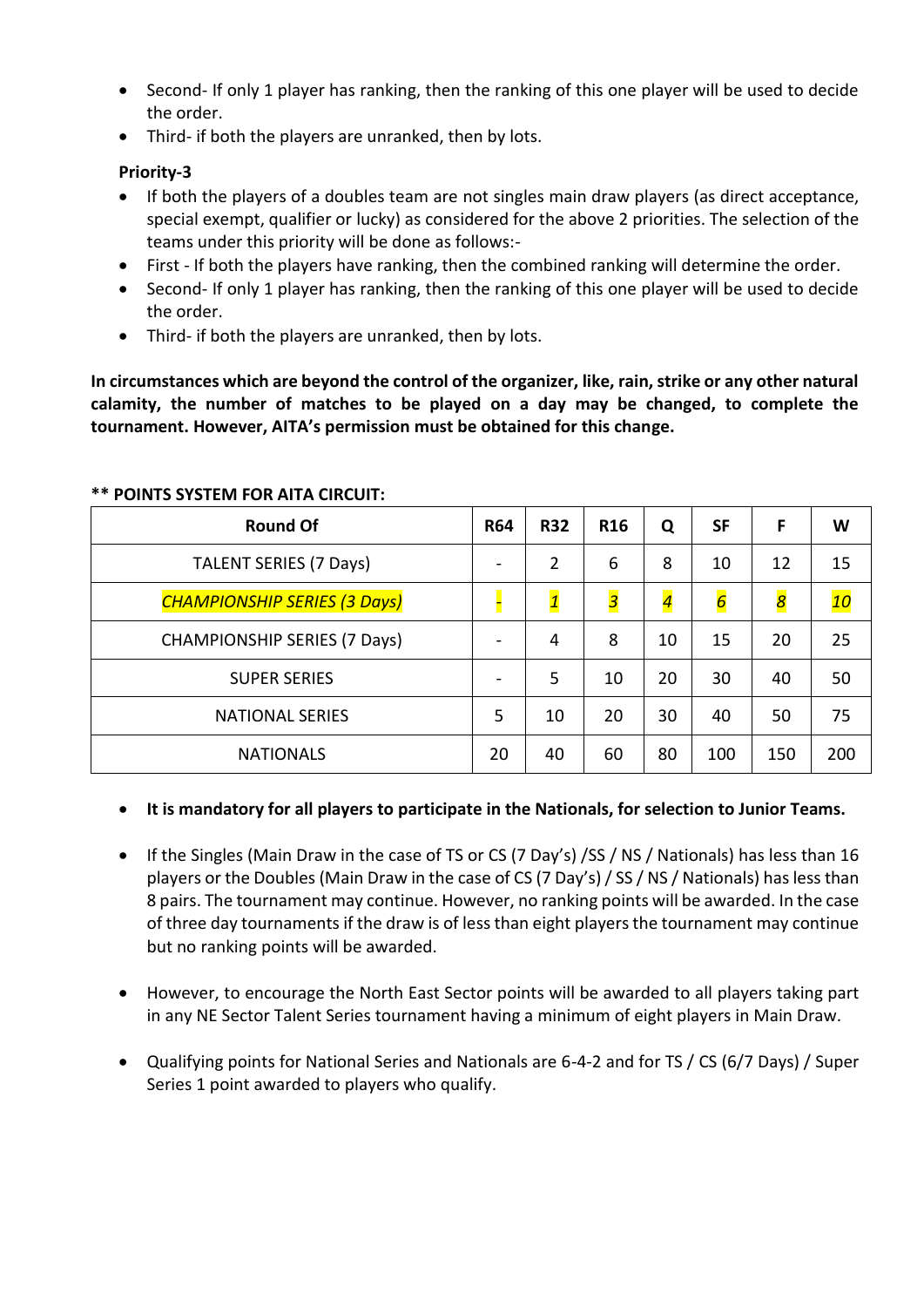- Second- If only 1 player has ranking, then the ranking of this one player will be used to decide the order.
- Third- if both the players are unranked, then by lots.

**Priority-3**

- If both the players of a doubles team are not singles main draw players (as direct acceptance, special exempt, qualifier or lucky) as considered for the above 2 priorities. The selection of the teams under this priority will be done as follows:-
- First - If both the players have ranking, then the combined ranking will determine the order.
- Second- If only 1 player has ranking, then the ranking of this one player will be used to decide the order.
- Third- if both the players are unranked, then by lots.

**In circumstances which are beyond the control of the organizer, like, rain, strike or any other natural calamity, the number of matches to be played on a day may be changed, to complete the tournament. However, AITA's permission must be obtained for this change.**

**** POINTS SYSTEM FOR AITA CIRCUIT:**

| Round Of | R64 | R32 | R16 | Q | SF | F | W |
|---|---|---|---|---|---|---|---|
| TALENT SERIES (7 Days) | - | 2 | 6 | 8 | 10 | 12 | 15 |
| *CHAMPIONSHIP SERIES (3 Days)* | *-* | *1* | *3* | *4* | *6* | *8* | *10* |
| CHAMPIONSHIP SERIES (7 Days) | - | 4 | 8 | 10 | 15 | 20 | 25 |
| SUPER SERIES | - | 5 | 10 | 20 | 30 | 40 | 50 |
| NATIONAL SERIES | 5 | 10 | 20 | 30 | 40 | 50 | 75 |
| NATIONALS | 20 | 40 | 60 | 80 | 100 | 150 | 200 |

- **It is mandatory for all players to participate in the Nationals, for selection to Junior Teams.**
- If the Singles (Main Draw in the case of TS or CS (7 Day's) /SS / NS / Nationals) has less than 16 players or the Doubles (Main Draw in the case of CS (7 Day's) / SS / NS / Nationals) has less than 8 pairs. The tournament may continue. However, no ranking points will be awarded. In the case of three day tournaments if the draw is of less than eight players the tournament may continue but no ranking points will be awarded.
- However, to encourage the North East Sector points will be awarded to all players taking part in any NE Sector Talent Series tournament having a minimum of eight players in Main Draw.
- Qualifying points for National Series and Nationals are 6-4-2 and for TS / CS (6/7 Days) / Super Series 1 point awarded to players who qualify.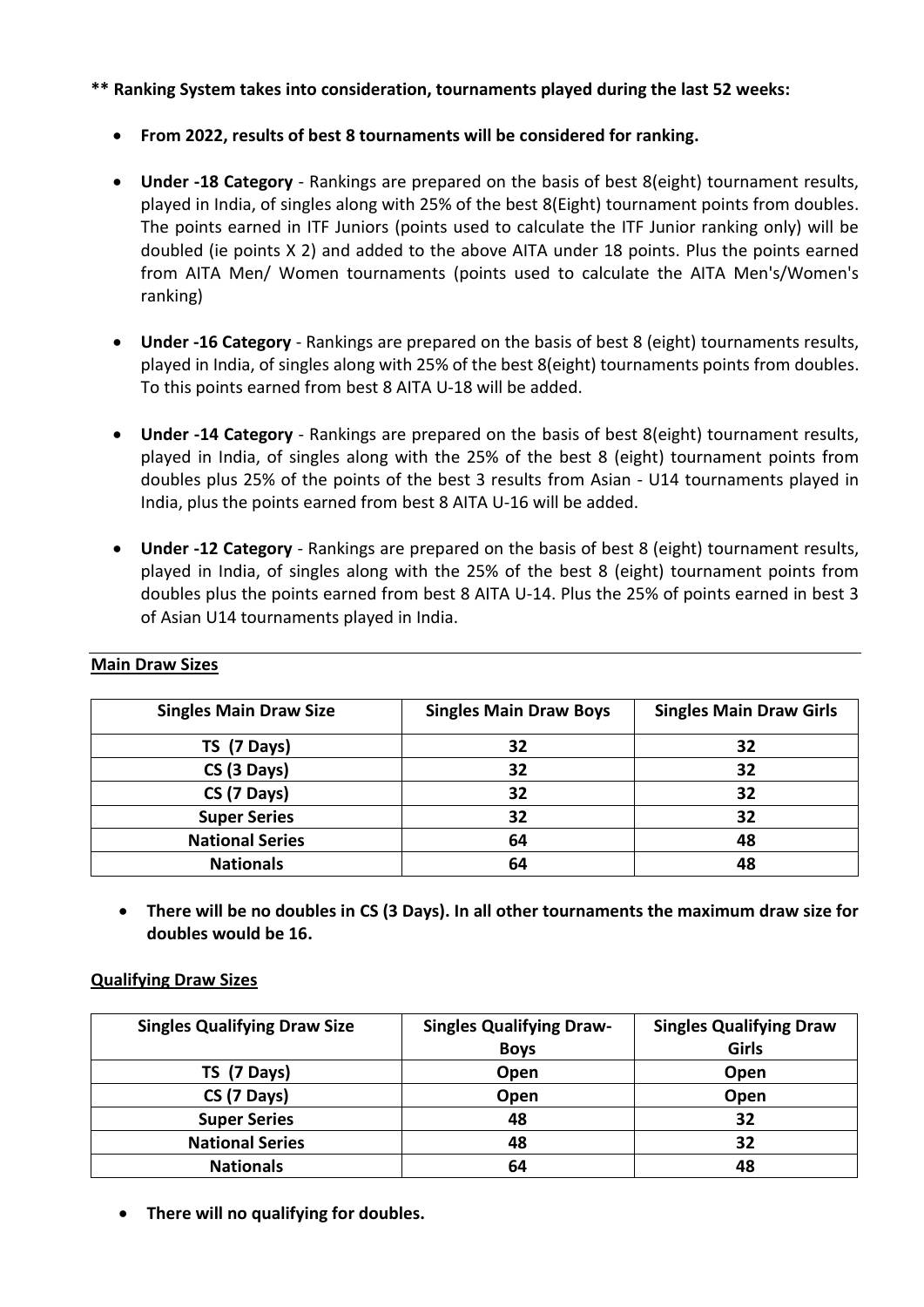**\*\* Ranking System takes into consideration, tournaments played during the last 52 weeks:**

- **From 2022, results of best 8 tournaments will be considered for ranking.**
- **Under -18 Category** - Rankings are prepared on the basis of best 8(eight) tournament results, played in India, of singles along with 25% of the best 8(Eight) tournament points from doubles. The points earned in ITF Juniors (points used to calculate the ITF Junior ranking only) will be doubled (ie points X 2) and added to the above AITA under 18 points. Plus the points earned from AITA Men/ Women tournaments (points used to calculate the AITA Men's/Women's ranking)
- **Under -16 Category** - Rankings are prepared on the basis of best 8 (eight) tournaments results, played in India, of singles along with 25% of the best 8(eight) tournaments points from doubles. To this points earned from best 8 AITA U-18 will be added.
- **Under -14 Category** - Rankings are prepared on the basis of best 8(eight) tournament results, played in India, of singles along with the 25% of the best 8 (eight) tournament points from doubles plus 25% of the points of the best 3 results from Asian - U14 tournaments played in India, plus the points earned from best 8 AITA U-16 will be added.
- **Under -12 Category** - Rankings are prepared on the basis of best 8 (eight) tournament results, played in India, of singles along with the 25% of the best 8 (eight) tournament points from doubles plus the points earned from best 8 AITA U-14. Plus the 25% of points earned in best 3 of Asian U14 tournaments played in India.

**Main Draw Sizes**

| Singles Main Draw Size | Singles Main Draw Boys | Singles Main Draw Girls |
|---|---|---|
| TS (7 Days) | 32 | 32 |
| CS (3 Days) | 32 | 32 |
| CS (7 Days) | 32 | 32 |
| Super Series | 32 | 32 |
| National Series | 64 | 48 |
| Nationals | 64 | 48 |

- **There will be no doubles in CS (3 Days). In all other tournaments the maximum draw size for doubles would be 16.**

**Qualifying Draw Sizes**

| Singles Qualifying Draw Size | Singles Qualifying Draw-Boys | Singles Qualifying Draw Girls |
|---|---|---|
| TS (7 Days) | Open | Open |
| CS (7 Days) | Open | Open |
| Super Series | 48 | 32 |
| National Series | 48 | 32 |
| Nationals | 64 | 48 |

- **There will no qualifying for doubles.**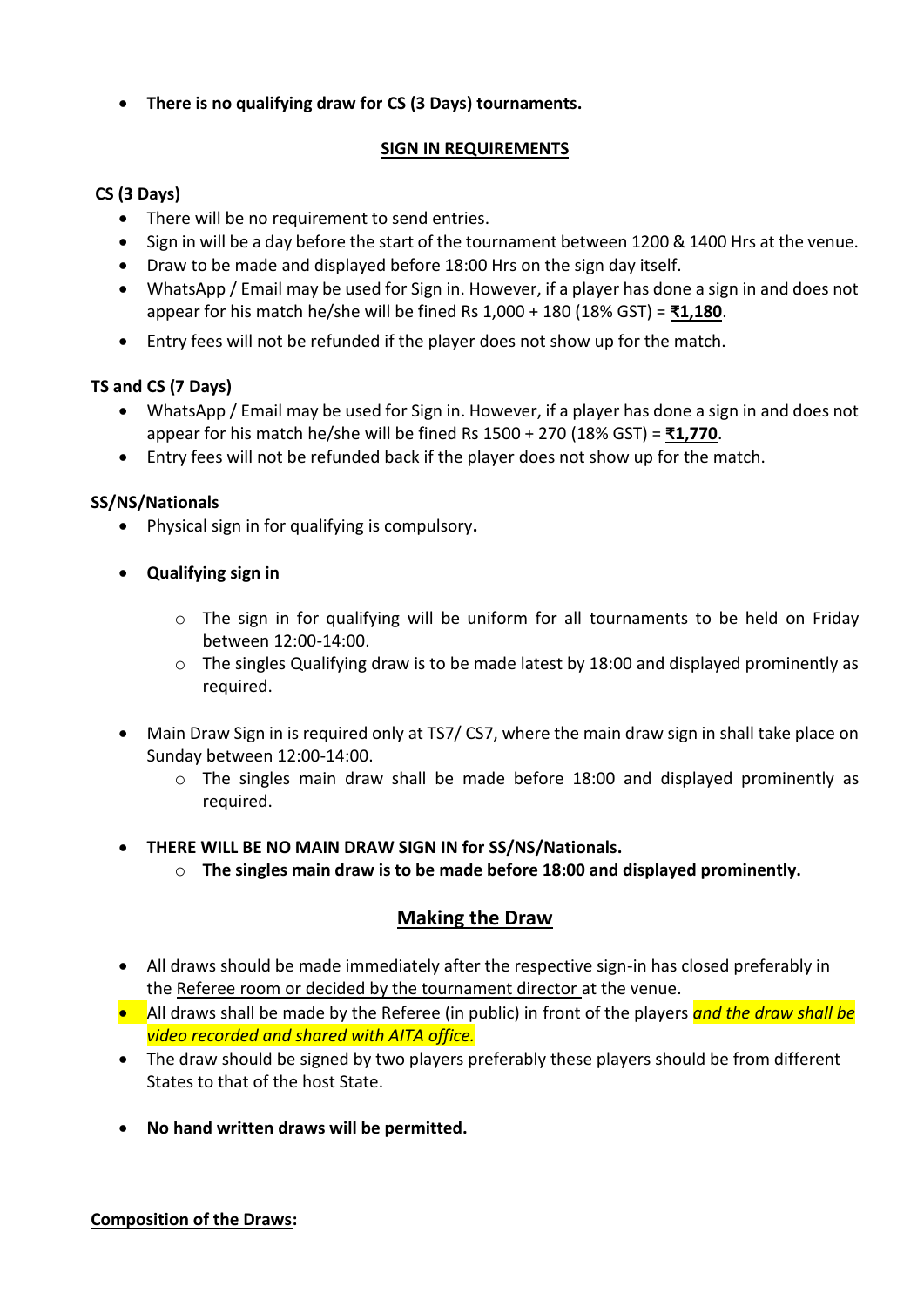- **There is no qualifying draw for CS (3 Days) tournaments.**

**SIGN IN REQUIREMENTS**

**CS (3 Days)**

- There will be no requirement to send entries.
- Sign in will be a day before the start of the tournament between 1200 & 1400 Hrs at the venue.
- Draw to be made and displayed before 18:00 Hrs on the sign day itself.
- WhatsApp / Email may be used for Sign in. However, if a player has done a sign in and does not appear for his match he/she will be fined Rs 1,000 + 180 (18% GST) = **₹1,180**.
- Entry fees will not be refunded if the player does not show up for the match.

**TS and CS (7 Days)**

- WhatsApp / Email may be used for Sign in. However, if a player has done a sign in and does not appear for his match he/she will be fined Rs 1500 + 270 (18% GST) = **₹1,770**.
- Entry fees will not be refunded back if the player does not show up for the match.

**SS/NS/Nationals**

- Physical sign in for qualifying is compulsory**.**
- **Qualifying sign in**
    - The sign in for qualifying will be uniform for all tournaments to be held on Friday between 12:00-14:00.
    - The singles Qualifying draw is to be made latest by 18:00 and displayed prominently as required.
- Main Draw Sign in is required only at TS7/ CS7, where the main draw sign in shall take place on Sunday between 12:00-14:00.
    - The singles main draw shall be made before 18:00 and displayed prominently as required.
- **THERE WILL BE NO MAIN DRAW SIGN IN for SS/NS/Nationals.**
    - **The singles main draw is to be made before 18:00 and displayed prominently.**

## Making the Draw

- All draws should be made immediately after the respective sign-in has closed preferably in the Referee room or decided by the tournament director at the venue.
- All draws shall be made by the Referee (in public) in front of the players *and the draw shall be video recorded and shared with AITA office.*
- The draw should be signed by two players preferably these players should be from different States to that of the host State.
- **No hand written draws will be permitted.**

**Composition of the Draws:**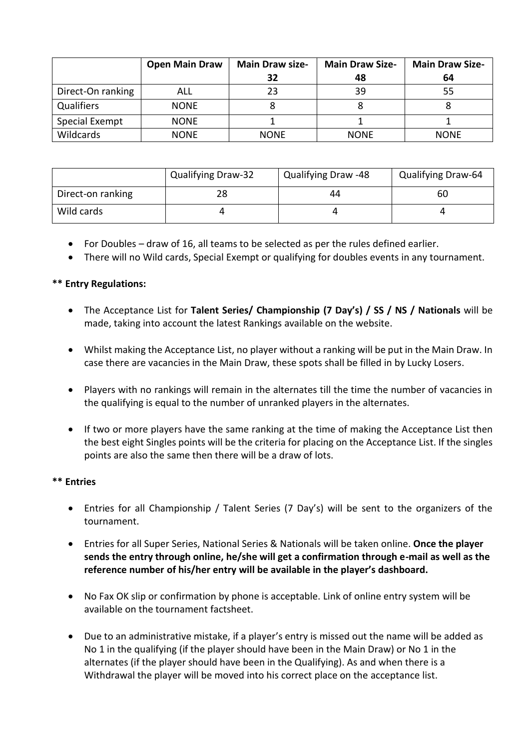| | **Open Main Draw** | **Main Draw size-32** | **Main Draw Size-48** | **Main Draw Size-64** |
|---|---|---|---|---|
| Direct-On ranking | ALL | 23 | 39 | 55 |
| Qualifiers | NONE | 8 | 8 | 8 |
| Special Exempt | NONE | 1 | 1 | 1 |
| Wildcards | NONE | NONE | NONE | NONE |

| | Qualifying Draw-32 | Qualifying Draw -48 | Qualifying Draw-64 |
|---|---|---|---|
| Direct-on ranking | 28 | 44 | 60 |
| Wild cards | 4 | 4 | 4 |

- For Doubles – draw of 16, all teams to be selected as per the rules defined earlier.
- There will no Wild cards, Special Exempt or qualifying for doubles events in any tournament.

**** Entry Regulations:**

- The Acceptance List for **Talent Series/ Championship (7 Day's) / SS / NS / Nationals** will be made, taking into account the latest Rankings available on the website.
- Whilst making the Acceptance List, no player without a ranking will be put in the Main Draw. In case there are vacancies in the Main Draw, these spots shall be filled in by Lucky Losers.
- Players with no rankings will remain in the alternates till the time the number of vacancies in the qualifying is equal to the number of unranked players in the alternates.
- If two or more players have the same ranking at the time of making the Acceptance List then the best eight Singles points will be the criteria for placing on the Acceptance List. If the singles points are also the same then there will be a draw of lots.

**** Entries**

- Entries for all Championship / Talent Series (7 Day's) will be sent to the organizers of the tournament.
- Entries for all Super Series, National Series & Nationals will be taken online. **Once the player sends the entry through online, he/she will get a confirmation through e-mail as well as the reference number of his/her entry will be available in the player's dashboard.**
- No Fax OK slip or confirmation by phone is acceptable. Link of online entry system will be available on the tournament factsheet.
- Due to an administrative mistake, if a player's entry is missed out the name will be added as No 1 in the qualifying (if the player should have been in the Main Draw) or No 1 in the alternates (if the player should have been in the Qualifying). As and when there is a Withdrawal the player will be moved into his correct place on the acceptance list.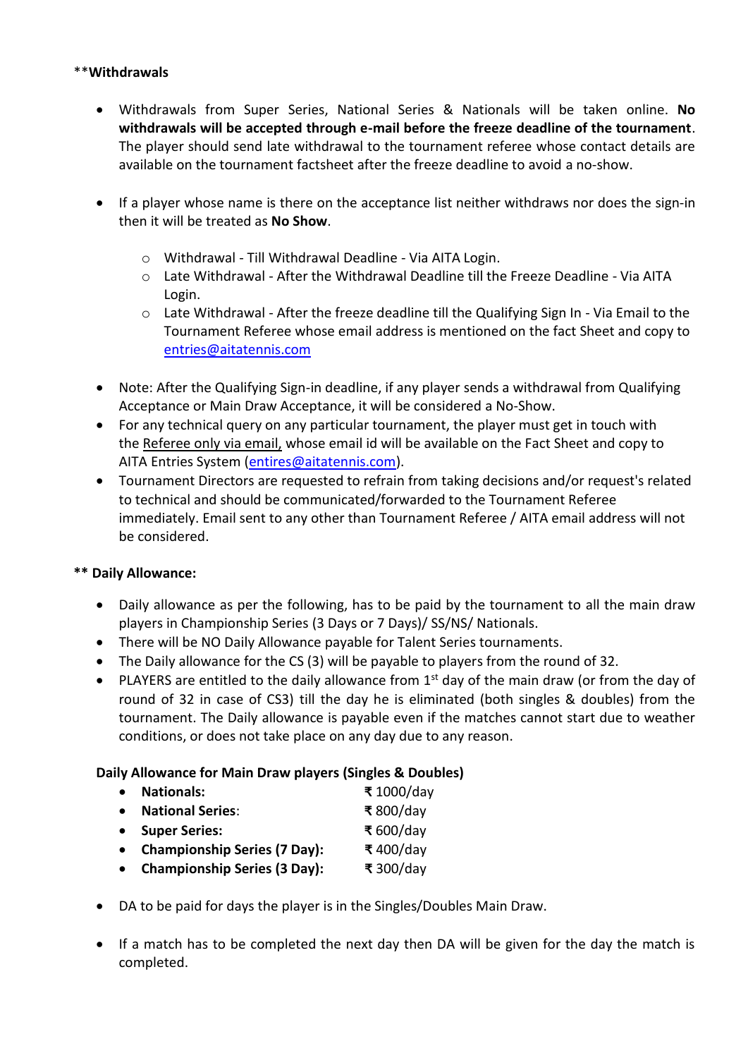**Withdrawals

- Withdrawals from Super Series, National Series & Nationals will be taken online. **No withdrawals will be accepted through e-mail before the freeze deadline of the tournament**. The player should send late withdrawal to the tournament referee whose contact details are available on the tournament factsheet after the freeze deadline to avoid a no-show.

- If a player whose name is there on the acceptance list neither withdraws nor does the sign-in then it will be treated as **No Show**.

  - Withdrawal - Till Withdrawal Deadline - Via AITA Login.
  - Late Withdrawal - After the Withdrawal Deadline till the Freeze Deadline - Via AITA Login.
  - Late Withdrawal - After the freeze deadline till the Qualifying Sign In - Via Email to the Tournament Referee whose email address is mentioned on the fact Sheet and copy to entries@aitatennis.com

- Note: After the Qualifying Sign-in deadline, if any player sends a withdrawal from Qualifying Acceptance or Main Draw Acceptance, it will be considered a No-Show.
- For any technical query on any particular tournament, the player must get in touch with the Referee only via email, whose email id will be available on the Fact Sheet and copy to AITA Entries System (entires@aitatennis.com).
- Tournament Directors are requested to refrain from taking decisions and/or request's related to technical and should be communicated/forwarded to the Tournament Referee immediately. Email sent to any other than Tournament Referee / AITA email address will not be considered.

**** Daily Allowance:**

- Daily allowance as per the following, has to be paid by the tournament to all the main draw players in Championship Series (3 Days or 7 Days)/ SS/NS/ Nationals.
- There will be NO Daily Allowance payable for Talent Series tournaments.
- The Daily allowance for the CS (3) will be payable to players from the round of 32.
- PLAYERS are entitled to the daily allowance from 1st day of the main draw (or from the day of round of 32 in case of CS3) till the day he is eliminated (both singles & doubles) from the tournament. The Daily allowance is payable even if the matches cannot start due to weather conditions, or does not take place on any day due to any reason.

**Daily Allowance for Main Draw players (Singles & Doubles)**

- **Nationals:** ₹ 1000/day
- **National Series**: ₹ 800/day
- **Super Series:** ₹ 600/day
- **Championship Series (7 Day):** ₹ 400/day
- **Championship Series (3 Day):** ₹ 300/day

- DA to be paid for days the player is in the Singles/Doubles Main Draw.

- If a match has to be completed the next day then DA will be given for the day the match is completed.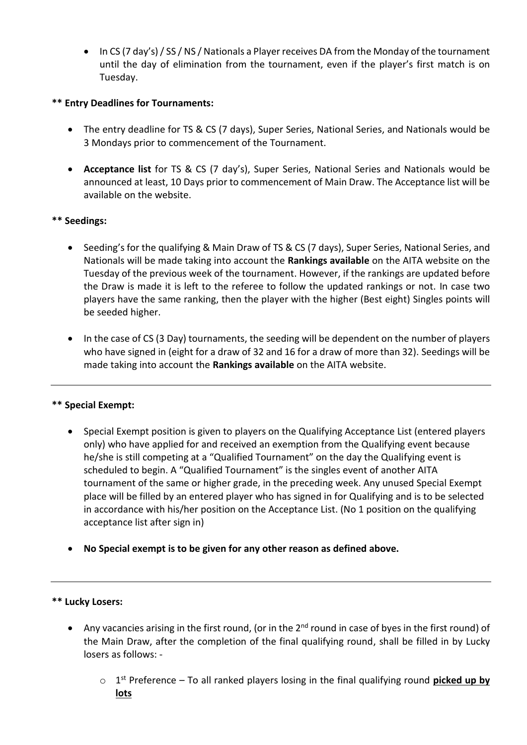- In CS (7 day's) / SS / NS / Nationals a Player receives DA from the Monday of the tournament until the day of elimination from the tournament, even if the player's first match is on Tuesday.

**** Entry Deadlines for Tournaments:**

- The entry deadline for TS & CS (7 days), Super Series, National Series, and Nationals would be 3 Mondays prior to commencement of the Tournament.

- **Acceptance list** for TS & CS (7 day's), Super Series, National Series and Nationals would be announced at least, 10 Days prior to commencement of Main Draw. The Acceptance list will be available on the website.

**** Seedings:**

- Seeding's for the qualifying & Main Draw of TS & CS (7 days), Super Series, National Series, and Nationals will be made taking into account the **Rankings available** on the AITA website on the Tuesday of the previous week of the tournament. However, if the rankings are updated before the Draw is made it is left to the referee to follow the updated rankings or not. In case two players have the same ranking, then the player with the higher (Best eight) Singles points will be seeded higher.

- In the case of CS (3 Day) tournaments, the seeding will be dependent on the number of players who have signed in (eight for a draw of 32 and 16 for a draw of more than 32). Seedings will be made taking into account the **Rankings available** on the AITA website.

---

**** Special Exempt:**

- Special Exempt position is given to players on the Qualifying Acceptance List (entered players only) who have applied for and received an exemption from the Qualifying event because he/she is still competing at a "Qualified Tournament" on the day the Qualifying event is scheduled to begin. A "Qualified Tournament" is the singles event of another AITA tournament of the same or higher grade, in the preceding week. Any unused Special Exempt place will be filled by an entered player who has signed in for Qualifying and is to be selected in accordance with his/her position on the Acceptance List. (No 1 position on the qualifying acceptance list after sign in)

- **No Special exempt is to be given for any other reason as defined above.**

---

**** Lucky Losers:**

- Any vacancies arising in the first round, (or in the 2nd round in case of byes in the first round) of the Main Draw, after the completion of the final qualifying round, shall be filled in by Lucky losers as follows: -
  - 1st Preference – To all ranked players losing in the final qualifying round **<u>picked up by lots</u>**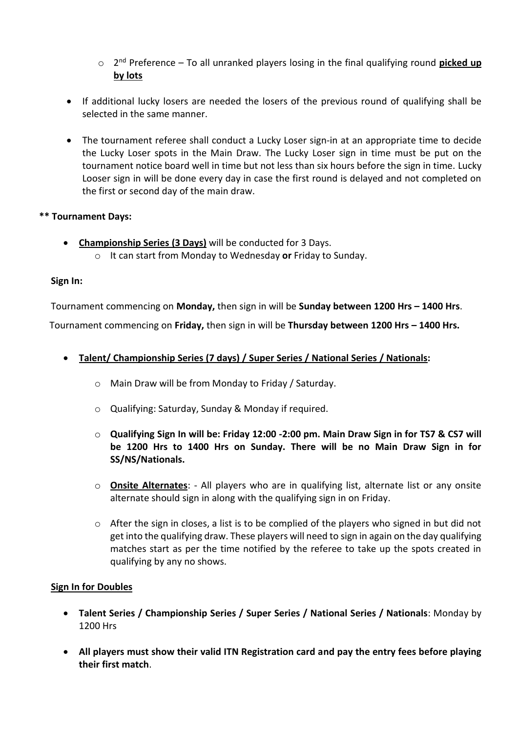- 2[nd] Preference – To all unranked players losing in the final qualifying round **picked up by lots**

- If additional lucky losers are needed the losers of the previous round of qualifying shall be selected in the same manner.

- The tournament referee shall conduct a Lucky Loser sign-in at an appropriate time to decide the Lucky Loser spots in the Main Draw. The Lucky Loser sign in time must be put on the tournament notice board well in time but not less than six hours before the sign in time. Lucky Looser sign in will be done every day in case the first round is delayed and not completed on the first or second day of the main draw.

**** Tournament Days:**

- **Championship Series (3 Days)** will be conducted for 3 Days.
    - It can start from Monday to Wednesday **or** Friday to Sunday.

**Sign In:**

Tournament commencing on **Monday,** then sign in will be **Sunday between 1200 Hrs – 1400 Hrs**.

Tournament commencing on **Friday,** then sign in will be **Thursday between 1200 Hrs – 1400 Hrs.**

- **Talent/ Championship Series (7 days) / Super Series / National Series / Nationals:**
    - Main Draw will be from Monday to Friday / Saturday.
    - Qualifying: Saturday, Sunday & Monday if required.
    - **Qualifying Sign In will be: Friday 12:00 -2:00 pm. Main Draw Sign in for TS7 & CS7 will be 1200 Hrs to 1400 Hrs on Sunday. There will be no Main Draw Sign in for SS/NS/Nationals.**
    - **Onsite Alternates**: - All players who are in qualifying list, alternate list or any onsite alternate should sign in along with the qualifying sign in on Friday.
    - After the sign in closes, a list is to be complied of the players who signed in but did not get into the qualifying draw. These players will need to sign in again on the day qualifying matches start as per the time notified by the referee to take up the spots created in qualifying by any no shows.

**Sign In for Doubles**

- **Talent Series / Championship Series / Super Series / National Series / Nationals**: Monday by 1200 Hrs
- **All players must show their valid ITN Registration card and pay the entry fees before playing their first match**.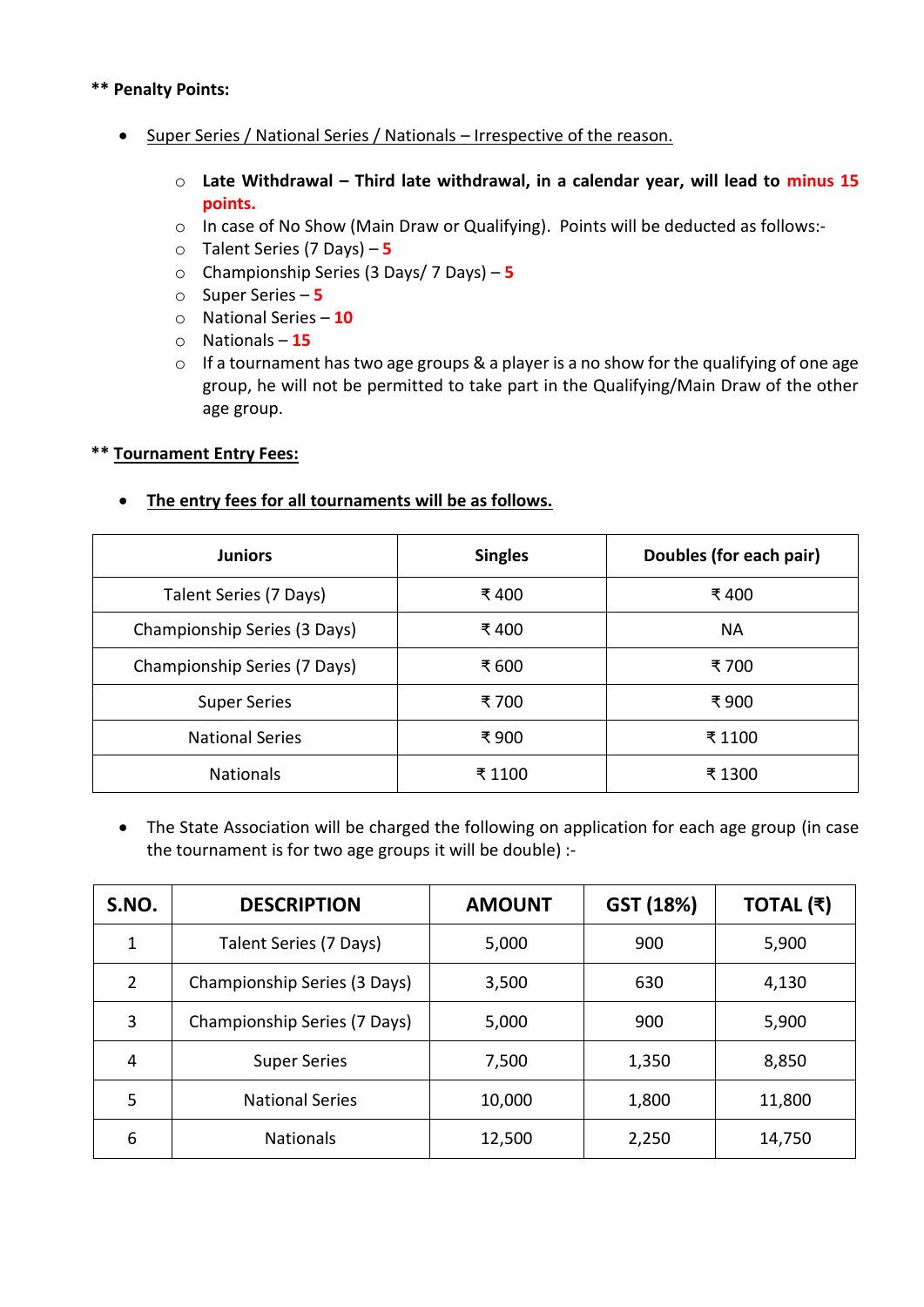**\*\* Penalty Points:**

- Super Series / National Series / Nationals – Irrespective of the reason.

    - **Late Withdrawal – Third late withdrawal, in a calendar year, will lead to minus 15 points.**
    - In case of No Show (Main Draw or Qualifying). Points will be deducted as follows:-
    - Talent Series (7 Days) – **5**
    - Championship Series (3 Days/ 7 Days) – **5**
    - Super Series – **5**
    - National Series – **10**
    - Nationals – **15**
    - If a tournament has two age groups & a player is a no show for the qualifying of one age group, he will not be permitted to take part in the Qualifying/Main Draw of the other age group.

**\*\* Tournament Entry Fees:**

- **The entry fees for all tournaments will be as follows.**

| Juniors | Singles | Doubles (for each pair) |
|---|---|---|
| Talent Series (7 Days) | ₹ 400 | ₹ 400 |
| Championship Series (3 Days) | ₹ 400 | NA |
| Championship Series (7 Days) | ₹ 600 | ₹ 700 |
| Super Series | ₹ 700 | ₹ 900 |
| National Series | ₹ 900 | ₹ 1100 |
| Nationals | ₹ 1100 | ₹ 1300 |

- The State Association will be charged the following on application for each age group (in case the tournament is for two age groups it will be double) :-

| S.NO. | DESCRIPTION | AMOUNT | GST (18%) | TOTAL (₹) |
|---|---|---|---|---|
| 1 | Talent Series (7 Days) | 5,000 | 900 | 5,900 |
| 2 | Championship Series (3 Days) | 3,500 | 630 | 4,130 |
| 3 | Championship Series (7 Days) | 5,000 | 900 | 5,900 |
| 4 | Super Series | 7,500 | 1,350 | 8,850 |
| 5 | National Series | 10,000 | 1,800 | 11,800 |
| 6 | Nationals | 12,500 | 2,250 | 14,750 |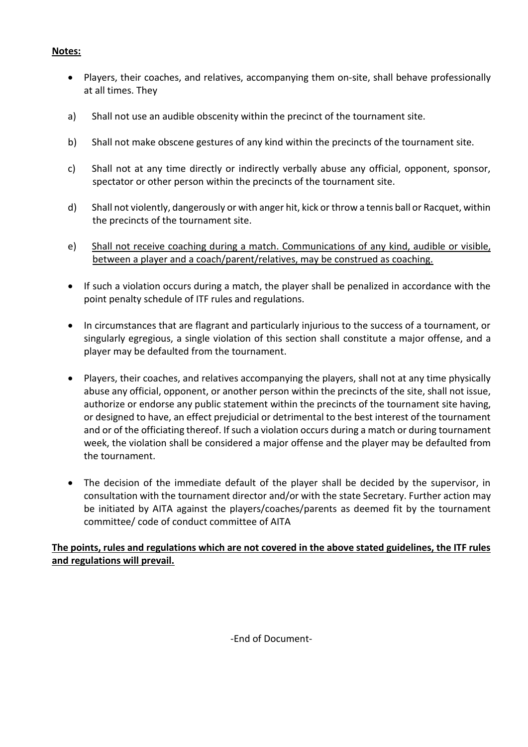**Notes:**

- Players, their coaches, and relatives, accompanying them on-site, shall behave professionally at all times. They

a) Shall not use an audible obscenity within the precinct of the tournament site.

b) Shall not make obscene gestures of any kind within the precincts of the tournament site.

c) Shall not at any time directly or indirectly verbally abuse any official, opponent, sponsor, spectator or other person within the precincts of the tournament site.

d) Shall not violently, dangerously or with anger hit, kick or throw a tennis ball or Racquet, within the precincts of the tournament site.

e) <u>Shall not receive coaching during a match. Communications of any kind, audible or visible, between a player and a coach/parent/relatives, may be construed as coaching.</u>

- If such a violation occurs during a match, the player shall be penalized in accordance with the point penalty schedule of ITF rules and regulations.
- In circumstances that are flagrant and particularly injurious to the success of a tournament, or singularly egregious, a single violation of this section shall constitute a major offense, and a player may be defaulted from the tournament.
- Players, their coaches, and relatives accompanying the players, shall not at any time physically abuse any official, opponent, or another person within the precincts of the site, shall not issue, authorize or endorse any public statement within the precincts of the tournament site having, or designed to have, an effect prejudicial or detrimental to the best interest of the tournament and or of the officiating thereof. If such a violation occurs during a match or during tournament week, the violation shall be considered a major offense and the player may be defaulted from the tournament.
- The decision of the immediate default of the player shall be decided by the supervisor, in consultation with the tournament director and/or with the state Secretary. Further action may be initiated by AITA against the players/coaches/parents as deemed fit by the tournament committee/ code of conduct committee of AITA

**<u>The points, rules and regulations which are not covered in the above stated guidelines, the ITF rules and regulations will prevail.</u>**

-End of Document-